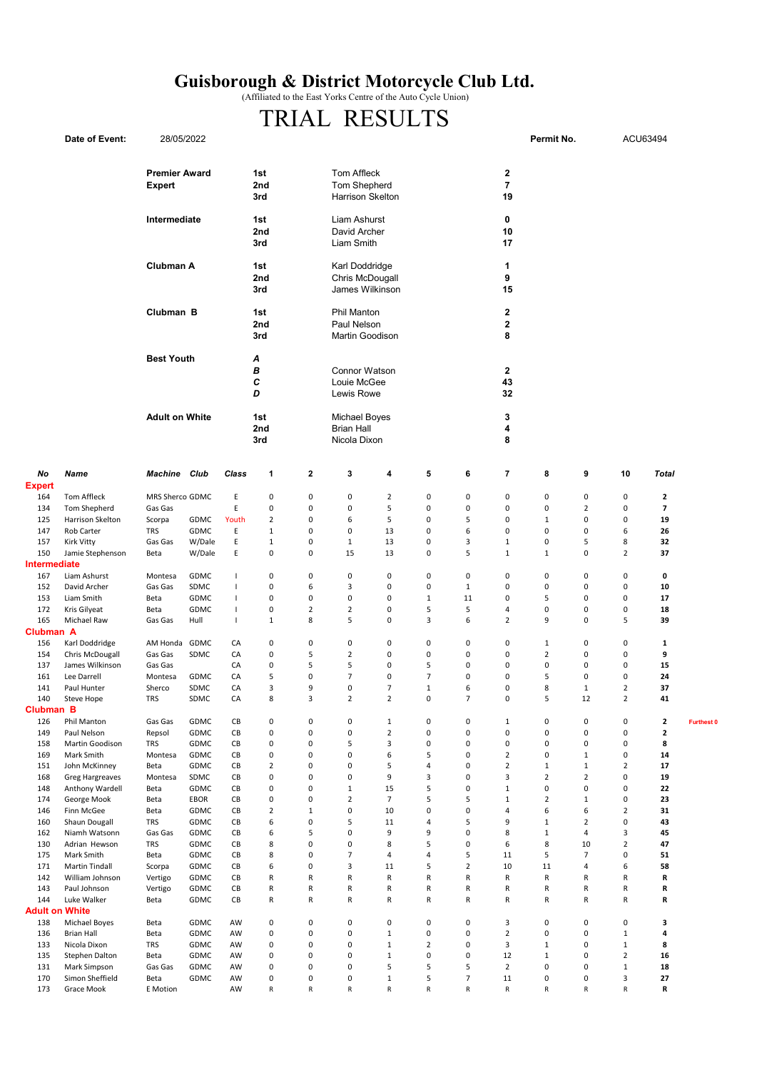# Guisborough & District Motorcycle Club Ltd.

(Affiliated to the East Yorks Centre of the Auto Cycle Union)

# TRIAL RESULTS

**Date of Event:** 28/05/2022 **Permit No.** ACU63494

| | | | |
|---|---|---|---|
| **Premier Award Expert** | **1st** | Tom Affleck | **2** |
| | **2nd** | Tom Shepherd | **7** |
| | **3rd** | Harrison Skelton | **19** |
| **Intermediate** | **1st** | Liam Ashurst | **0** |
| | **2nd** | David Archer | **10** |
| | **3rd** | Liam Smith | **17** |
| **Clubman A** | **1st** | Karl Doddridge | **1** |
| | **2nd** | Chris McDougall | **9** |
| | **3rd** | James Wilkinson | **15** |
| **Clubman B** | **1st** | Phil Manton | **2** |
| | **2nd** | Paul Nelson | **2** |
| | **3rd** | Martin Goodison | **8** |
| **Best Youth** | ***A*** | | |
| | ***B*** | Connor Watson | **2** |
| | ***C*** | Louie McGee | **43** |
| | ***D*** | Lewis Rowe | **32** |
| **Adult on White** | **1st** | Michael Boyes | **3** |
| | **2nd** | Brian Hall | **4** |
| | **3rd** | Nicola Dixon | **8** |

| *No* | *Name* | *Machine* | *Club* | *Class* | 1 | 2 | 3 | 4 | 5 | 6 | 7 | 8 | 9 | 10 | *Total* | |
|---|---|---|---|---|---|---|---|---|---|---|---|---|---|---|---|---|
| **Expert** | | | | | | | | | | | | | | | | |
| 164 | Tom Affleck | MRS Sherco | GDMC | E | 0 | 0 | 0 | 2 | 0 | 0 | 0 | 0 | 0 | 0 | **2** | |
| 134 | Tom Shepherd | Gas Gas | | E | 0 | 0 | 0 | 5 | 0 | 0 | 0 | 0 | 2 | 0 | **7** | |
| 125 | Harrison Skelton | Scorpa | GDMC | Youth | 2 | 0 | 6 | 5 | 0 | 5 | 0 | 1 | 0 | 0 | **19** | |
| 147 | Rob Carter | TRS | GDMC | E | 1 | 0 | 0 | 13 | 0 | 6 | 0 | 0 | 0 | 6 | **26** | |
| 157 | Kirk Vitty | Gas Gas | W/Dale | E | 1 | 0 | 1 | 13 | 0 | 3 | 1 | 0 | 5 | 8 | **32** | |
| 150 | Jamie Stephenson | Beta | W/Dale | E | 0 | 0 | 15 | 13 | 0 | 5 | 1 | 1 | 0 | 2 | **37** | |
| **Intermediate** | | | | | | | | | | | | | | | | |
| 167 | Liam Ashurst | Montesa | GDMC | I | 0 | 0 | 0 | 0 | 0 | 0 | 0 | 0 | 0 | 0 | **0** | |
| 152 | David Archer | Gas Gas | SDMC | I | 0 | 6 | 3 | 0 | 0 | 1 | 0 | 0 | 0 | 0 | **10** | |
| 153 | Liam Smith | Beta | GDMC | I | 0 | 0 | 0 | 0 | 1 | 11 | 0 | 5 | 0 | 0 | **17** | |
| 172 | Kris Gilyeat | Beta | GDMC | I | 0 | 2 | 2 | 0 | 5 | 5 | 4 | 0 | 0 | 0 | **18** | |
| 165 | Michael Raw | Gas Gas | Hull | I | 1 | 8 | 5 | 0 | 3 | 6 | 2 | 9 | 0 | 5 | **39** | |
| **Clubman A** | | | | | | | | | | | | | | | | |
| 156 | Karl Doddridge | AM Honda | GDMC | CA | 0 | 0 | 0 | 0 | 0 | 0 | 0 | 1 | 0 | 0 | **1** | |
| 154 | Chris McDougall | Gas Gas | SDMC | CA | 0 | 5 | 2 | 0 | 0 | 0 | 0 | 2 | 0 | 0 | **9** | |
| 137 | James Wilkinson | Gas Gas | | CA | 0 | 5 | 5 | 0 | 5 | 0 | 0 | 0 | 0 | 0 | **15** | |
| 161 | Lee Darrell | Montesa | GDMC | CA | 5 | 0 | 7 | 0 | 7 | 0 | 0 | 5 | 0 | 0 | **24** | |
| 141 | Paul Hunter | Sherco | SDMC | CA | 3 | 9 | 0 | 7 | 1 | 6 | 0 | 8 | 1 | 2 | **37** | |
| 140 | Steve Hope | TRS | SDMC | CA | 8 | 3 | 2 | 2 | 0 | 7 | 0 | 5 | 12 | 2 | **41** | |
| **Clubman B** | | | | | | | | | | | | | | | | |
| 126 | Phil Manton | Gas Gas | GDMC | CB | 0 | 0 | 0 | 1 | 0 | 0 | 1 | 0 | 0 | 0 | **2** | **Furthest 0** |
| 149 | Paul Nelson | Repsol | GDMC | CB | 0 | 0 | 0 | 2 | 0 | 0 | 0 | 0 | 0 | 0 | **2** | |
| 158 | Martin Goodison | TRS | GDMC | CB | 0 | 0 | 5 | 3 | 0 | 0 | 0 | 0 | 0 | 0 | **8** | |
| 169 | Mark Smith | Montesa | GDMC | CB | 0 | 0 | 0 | 6 | 5 | 0 | 2 | 0 | 1 | 0 | **14** | |
| 151 | John McKinney | Beta | GDMC | CB | 2 | 0 | 0 | 5 | 4 | 0 | 2 | 1 | 1 | 2 | **17** | |
| 168 | Greg Hargreaves | Montesa | SDMC | CB | 0 | 0 | 0 | 9 | 3 | 0 | 3 | 2 | 2 | 0 | **19** | |
| 148 | Anthony Wardell | Beta | GDMC | CB | 0 | 0 | 1 | 15 | 5 | 0 | 1 | 0 | 0 | 0 | **22** | |
| 174 | George Mook | Beta | EBOR | CB | 0 | 0 | 2 | 7 | 5 | 5 | 1 | 2 | 1 | 0 | **23** | |
| 146 | Finn McGee | Beta | GDMC | CB | 2 | 1 | 0 | 10 | 0 | 0 | 4 | 6 | 6 | 2 | **31** | |
| 160 | Shaun Dougall | TRS | GDMC | CB | 6 | 0 | 5 | 11 | 4 | 5 | 9 | 1 | 2 | 0 | **43** | |
| 162 | Niamh Watsonn | Gas Gas | GDMC | CB | 6 | 5 | 0 | 9 | 9 | 0 | 8 | 1 | 4 | 3 | **45** | |
| 130 | Adrian Hewson | TRS | GDMC | CB | 8 | 0 | 0 | 8 | 5 | 0 | 6 | 8 | 10 | 2 | **47** | |
| 175 | Mark Smith | Beta | GDMC | CB | 8 | 0 | 7 | 4 | 4 | 5 | 11 | 5 | 7 | 0 | **51** | |
| 171 | Martin Tindall | Scorpa | GDMC | CB | 6 | 0 | 3 | 11 | 5 | 2 | 10 | 11 | 4 | 6 | **58** | |
| 142 | William Johnson | Vertigo | GDMC | CB | R | R | R | R | R | R | R | R | R | R | **R** | |
| 143 | Paul Johnson | Vertigo | GDMC | CB | R | R | R | R | R | R | R | R | R | R | **R** | |
| 144 | Luke Walker | Beta | GDMC | CB | R | R | R | R | R | R | R | R | R | R | **R** | |
| **Adult on White** | | | | | | | | | | | | | | | | |
| 138 | Michael Boyes | Beta | GDMC | AW | 0 | 0 | 0 | 0 | 0 | 0 | 3 | 0 | 0 | 0 | **3** | |
| 136 | Brian Hall | Beta | GDMC | AW | 0 | 0 | 0 | 1 | 0 | 0 | 2 | 0 | 0 | 1 | **4** | |
| 133 | Nicola Dixon | TRS | GDMC | AW | 0 | 0 | 0 | 1 | 2 | 0 | 3 | 1 | 0 | 1 | **8** | |
| 135 | Stephen Dalton | Beta | GDMC | AW | 0 | 0 | 0 | 1 | 0 | 0 | 12 | 1 | 0 | 2 | **16** | |
| 131 | Mark Simpson | Gas Gas | GDMC | AW | 0 | 0 | 0 | 5 | 5 | 5 | 2 | 0 | 0 | 1 | **18** | |
| 170 | Simon Sheffield | Beta | GDMC | AW | 0 | 0 | 0 | 1 | 5 | 7 | 11 | 0 | 0 | 3 | **27** | |
| 173 | Grace Mook | E Motion | | AW | R | R | R | R | R | R | R | R | R | R | **R** | |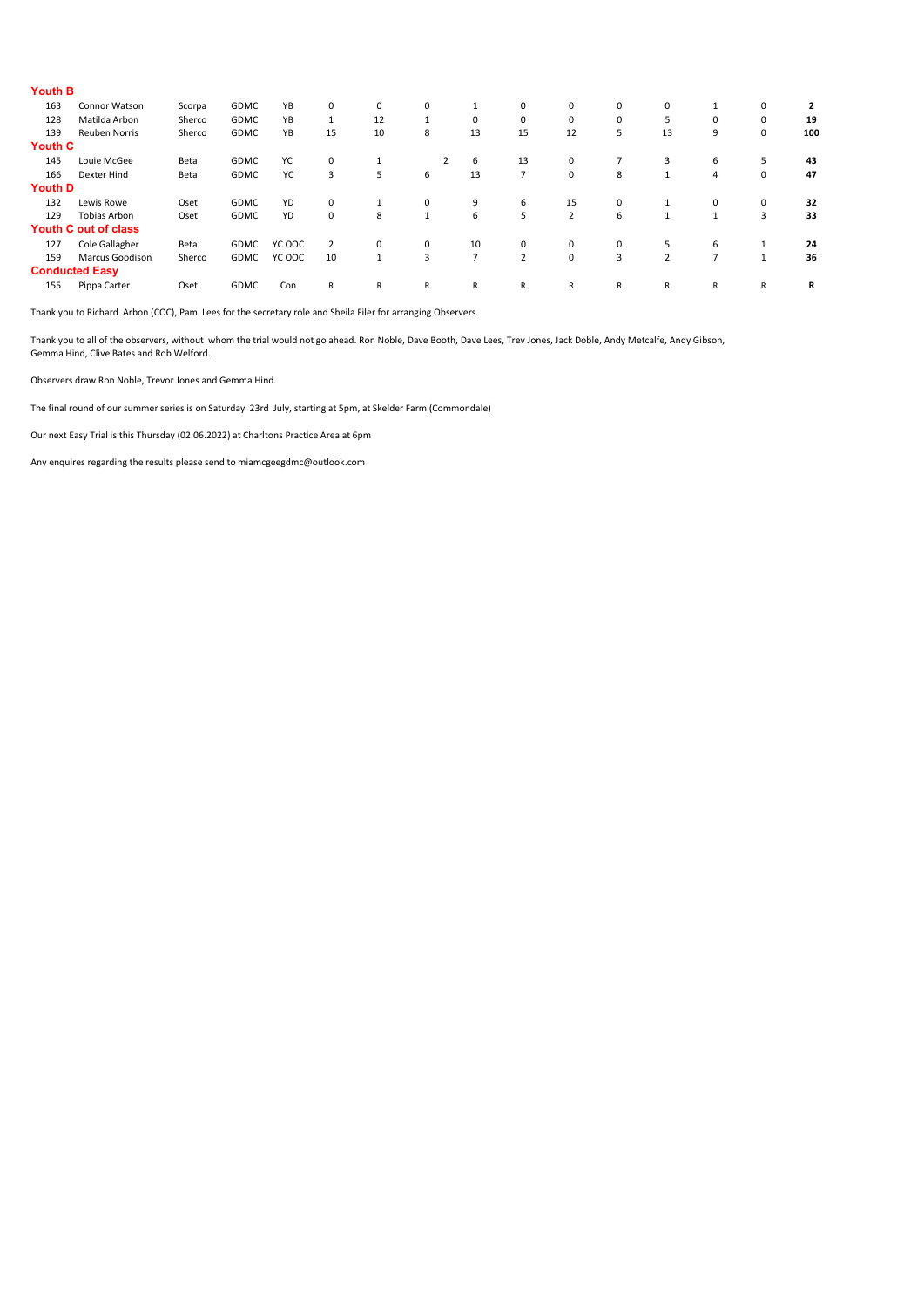| | | | | | | | | | | | | | | | |
|---|---|---|---|---|---|---|---|---|---|---|---|---|---|---|---|
| **Youth B** | | | | | | | | | | | | | | | |
| 163 | Connor Watson | Scorpa | GDMC | YB | 0 | 0 | 0 | 1 | 0 | 0 | 0 | 0 | 1 | 0 | **2** |
| 128 | Matilda Arbon | Sherco | GDMC | YB | 1 | 12 | 1 | 0 | 0 | 0 | 0 | 5 | 0 | 0 | **19** |
| 139 | Reuben Norris | Sherco | GDMC | YB | 15 | 10 | 8 | 13 | 15 | 12 | 5 | 13 | 9 | 0 | **100** |
| **Youth C** | | | | | | | | | | | | | | | |
| 145 | Louie McGee | Beta | GDMC | YC | 0 | 1 | 2 | 6 | 13 | 0 | 7 | 3 | 6 | 5 | **43** |
| 166 | Dexter Hind | Beta | GDMC | YC | 3 | 5 | 6 | 13 | 7 | 0 | 8 | 1 | 4 | 0 | **47** |
| **Youth D** | | | | | | | | | | | | | | | |
| 132 | Lewis Rowe | Oset | GDMC | YD | 0 | 1 | 0 | 9 | 6 | 15 | 0 | 1 | 0 | 0 | **32** |
| 129 | Tobias Arbon | Oset | GDMC | YD | 0 | 8 | 1 | 6 | 5 | 2 | 6 | 1 | 1 | 3 | **33** |
| **Youth C out of class** | | | | | | | | | | | | | | | |
| 127 | Cole Gallagher | Beta | GDMC | YC OOC | 2 | 0 | 0 | 10 | 0 | 0 | 0 | 5 | 6 | 1 | **24** |
| 159 | Marcus Goodison | Sherco | GDMC | YC OOC | 10 | 1 | 3 | 7 | 2 | 0 | 3 | 2 | 7 | 1 | **36** |
| **Conducted Easy** | | | | | | | | | | | | | | | |
| 155 | Pippa Carter | Oset | GDMC | Con | R | R | R | R | R | R | R | R | R | R | **R** |

Thank you to Richard Arbon (COC), Pam Lees for the secretary role and Sheila Filer for arranging Observers.

Thank you to all of the observers, without whom the trial would not go ahead. Ron Noble, Dave Booth, Dave Lees, Trev Jones, Jack Doble, Andy Metcalfe, Andy Gibson, Gemma Hind, Clive Bates and Rob Welford.

Observers draw Ron Noble, Trevor Jones and Gemma Hind.

The final round of our summer series is on Saturday 23rd July, starting at 5pm, at Skelder Farm (Commondale)

Our next Easy Trial is this Thursday (02.06.2022) at Charltons Practice Area at 6pm

Any enquires regarding the results please send to miamcgeegdmc@outlook.com